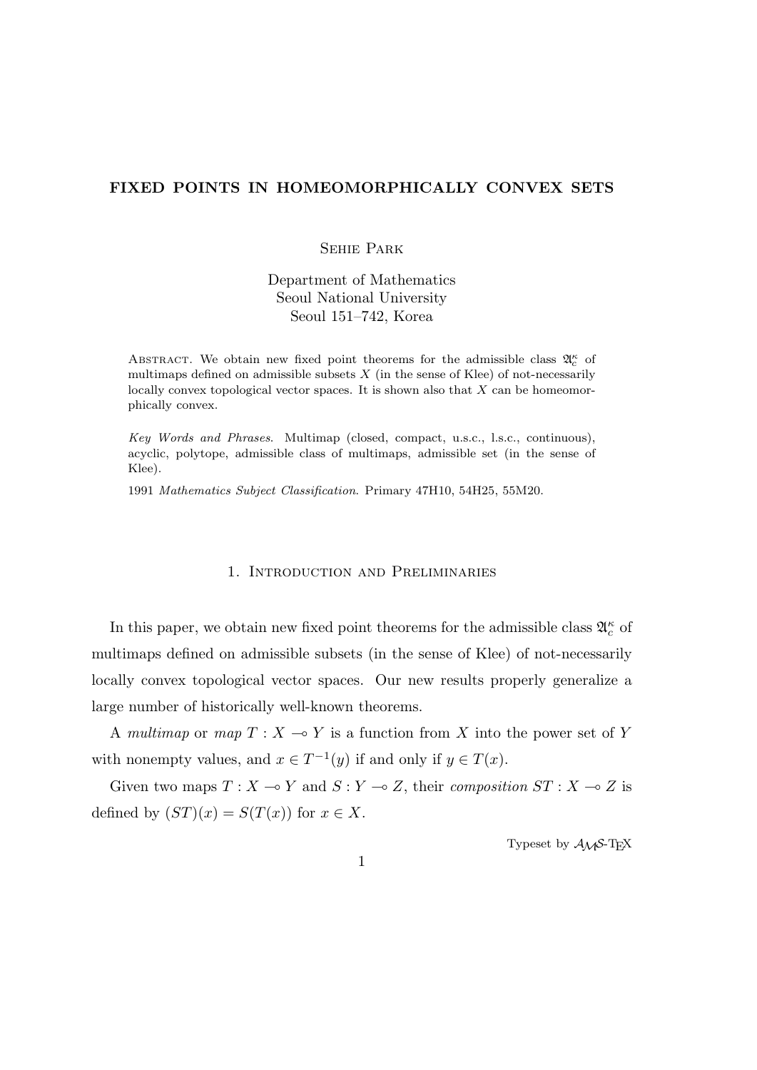# FIXED POINTS IN HOMEOMORPHICALLY CONVEX SETS

Sehie Park

Department of Mathematics
Seoul National University
Seoul 151–742, Korea

Abstract. We obtain new fixed point theorems for the admissible class $\mathfrak{A}_c^\kappa$ of multimaps defined on admissible subsets $X$ (in the sense of Klee) of not-necessarily locally convex topological vector spaces. It is shown also that $X$ can be homeomorphically convex.

*Key Words and Phrases.* Multimap (closed, compact, u.s.c., l.s.c., continuous), acyclic, polytope, admissible class of multimaps, admissible set (in the sense of Klee).

1991 *Mathematics Subject Classification.* Primary 47H10, 54H25, 55M20.

## 1. Introduction and Preliminaries

In this paper, we obtain new fixed point theorems for the admissible class $\mathfrak{A}_c^\kappa$ of multimaps defined on admissible subsets (in the sense of Klee) of not-necessarily locally convex topological vector spaces. Our new results properly generalize a large number of historically well-known theorems.

A *multimap* or *map* $T : X \multimap Y$ is a function from $X$ into the power set of $Y$ with nonempty values, and $x \in T^{-1}(y)$ if and only if $y \in T(x)$.

Given two maps $T : X \multimap Y$ and $S : Y \multimap Z$, their *composition* $ST : X \multimap Z$ is defined by $(ST)(x) = S(T(x))$ for $x \in X$.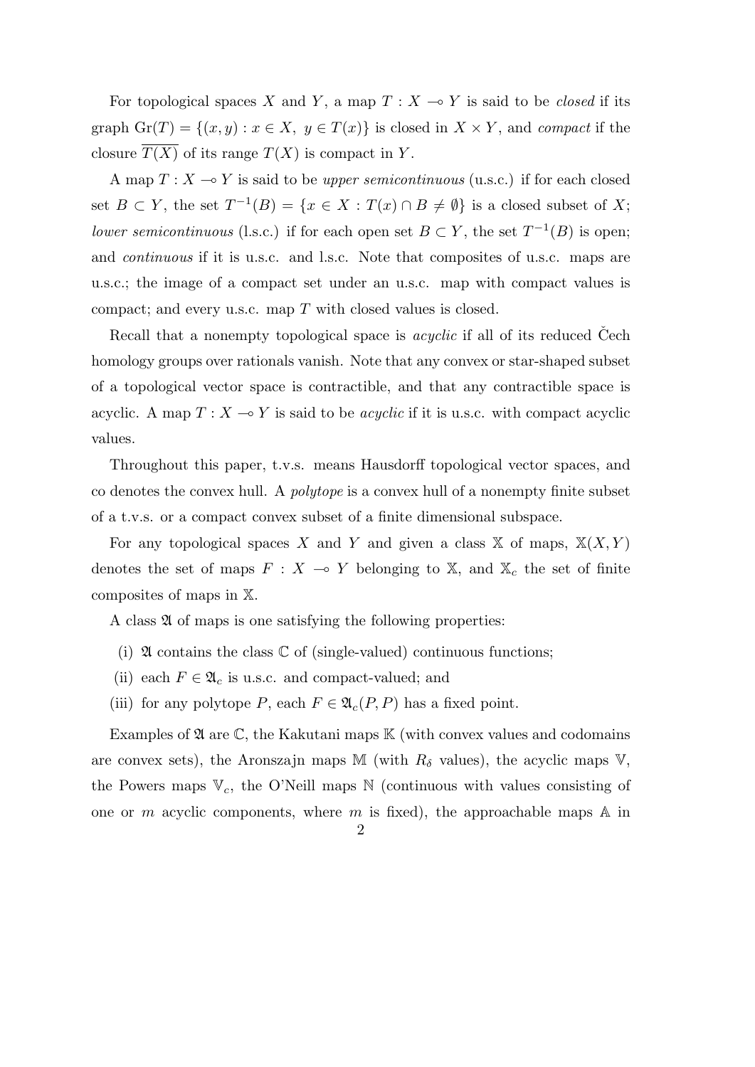For topological spaces $X$ and $Y$, a map $T : X \multimap Y$ is said to be *closed* if its graph $\mathrm{Gr}(T) = \{(x, y) : x \in X,\ y \in T(x)\}$ is closed in $X \times Y$, and *compact* if the closure $\overline{T(X)}$ of its range $T(X)$ is compact in $Y$.

A map $T : X \multimap Y$ is said to be *upper semicontinuous* (u.s.c.) if for each closed set $B \subset Y$, the set $T^{-1}(B) = \{x \in X : T(x) \cap B \neq \emptyset\}$ is a closed subset of $X$; *lower semicontinuous* (l.s.c.) if for each open set $B \subset Y$, the set $T^{-1}(B)$ is open; and *continuous* if it is u.s.c. and l.s.c. Note that composites of u.s.c. maps are u.s.c.; the image of a compact set under an u.s.c. map with compact values is compact; and every u.s.c. map $T$ with closed values is closed.

Recall that a nonempty topological space is *acyclic* if all of its reduced Čech homology groups over rationals vanish. Note that any convex or star-shaped subset of a topological vector space is contractible, and that any contractible space is acyclic. A map $T : X \multimap Y$ is said to be *acyclic* if it is u.s.c. with compact acyclic values.

Throughout this paper, t.v.s. means Hausdorff topological vector spaces, and co denotes the convex hull. A *polytope* is a convex hull of a nonempty finite subset of a t.v.s. or a compact convex subset of a finite dimensional subspace.

For any topological spaces $X$ and $Y$ and given a class $\mathbb{X}$ of maps, $\mathbb{X}(X, Y)$ denotes the set of maps $F : X \multimap Y$ belonging to $\mathbb{X}$, and $\mathbb{X}_c$ the set of finite composites of maps in $\mathbb{X}$.

A class $\mathfrak{A}$ of maps is one satisfying the following properties:

(i) $\mathfrak{A}$ contains the class $\mathbb{C}$ of (single-valued) continuous functions;

(ii) each $F \in \mathfrak{A}_c$ is u.s.c. and compact-valued; and

(iii) for any polytope $P$, each $F \in \mathfrak{A}_c(P, P)$ has a fixed point.

Examples of $\mathfrak{A}$ are $\mathbb{C}$, the Kakutani maps $\mathbb{K}$ (with convex values and codomains are convex sets), the Aronszajn maps $\mathbb{M}$ (with $R_\delta$ values), the acyclic maps $\mathbb{V}$, the Powers maps $\mathbb{V}_c$, the O'Neill maps $\mathbb{N}$ (continuous with values consisting of one or $m$ acyclic components, where $m$ is fixed), the approachable maps $\mathbb{A}$ in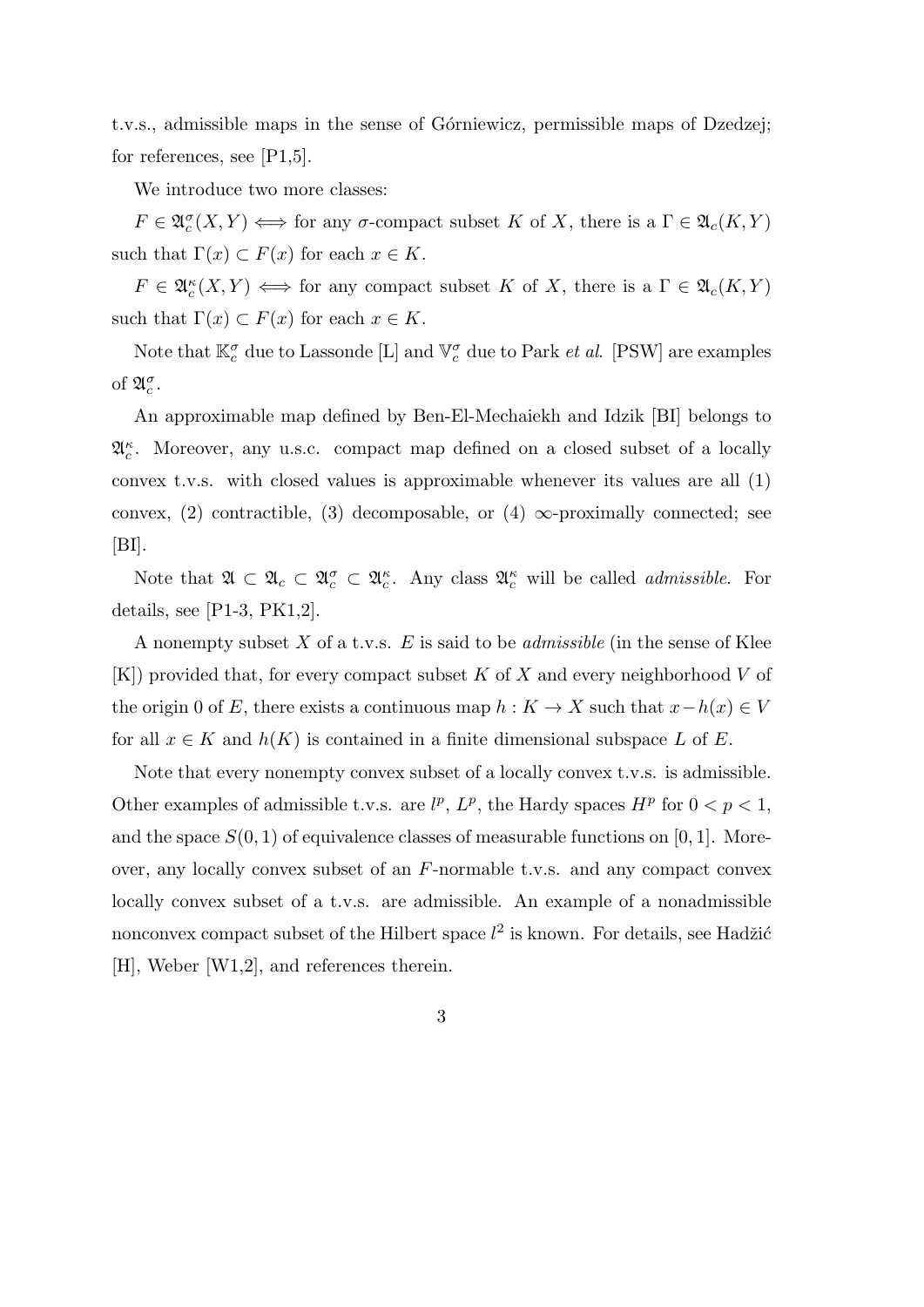t.v.s., admissible maps in the sense of Górniewicz, permissible maps of Dzedzej; for references, see [P1,5].

We introduce two more classes:

$F \in \mathfrak{A}_c^\sigma(X,Y) \iff$ for any $\sigma$-compact subset $K$ of $X$, there is a $\Gamma \in \mathfrak{A}_c(K,Y)$ such that $\Gamma(x) \subset F(x)$ for each $x \in K$.

$F \in \mathfrak{A}_c^\kappa(X,Y) \iff$ for any compact subset $K$ of $X$, there is a $\Gamma \in \mathfrak{A}_c(K,Y)$ such that $\Gamma(x) \subset F(x)$ for each $x \in K$.

Note that $\mathbb{K}_c^\sigma$ due to Lassonde [L] and $\mathbb{V}_c^\sigma$ due to Park *et al*. [PSW] are examples of $\mathfrak{A}_c^\sigma$.

An approximable map defined by Ben-El-Mechaiekh and Idzik [BI] belongs to $\mathfrak{A}_c^\kappa$. Moreover, any u.s.c. compact map defined on a closed subset of a locally convex t.v.s. with closed values is approximable whenever its values are all (1) convex, (2) contractible, (3) decomposable, or (4) $\infty$-proximally connected; see [BI].

Note that $\mathfrak{A} \subset \mathfrak{A}_c \subset \mathfrak{A}_c^\sigma \subset \mathfrak{A}_c^\kappa$. Any class $\mathfrak{A}_c^\kappa$ will be called *admissible*. For details, see [P1-3, PK1,2].

A nonempty subset $X$ of a t.v.s. $E$ is said to be *admissible* (in the sense of Klee [K]) provided that, for every compact subset $K$ of $X$ and every neighborhood $V$ of the origin 0 of $E$, there exists a continuous map $h : K \to X$ such that $x - h(x) \in V$ for all $x \in K$ and $h(K)$ is contained in a finite dimensional subspace $L$ of $E$.

Note that every nonempty convex subset of a locally convex t.v.s. is admissible. Other examples of admissible t.v.s. are $l^p$, $L^p$, the Hardy spaces $H^p$ for $0 < p < 1$, and the space $S(0,1)$ of equivalence classes of measurable functions on $[0,1]$. Moreover, any locally convex subset of an $F$-normable t.v.s. and any compact convex locally convex subset of a t.v.s. are admissible. An example of a nonadmissible nonconvex compact subset of the Hilbert space $l^2$ is known. For details, see Hadžić [H], Weber [W1,2], and references therein.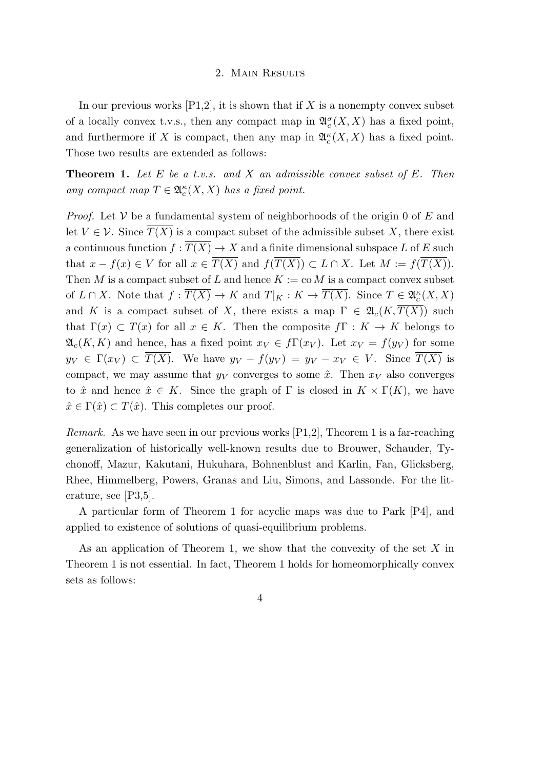## 2. Main Results

In our previous works [P1,2], it is shown that if $X$ is a nonempty convex subset of a locally convex t.v.s., then any compact map in $\mathfrak{A}_c^\sigma(X,X)$ has a fixed point, and furthermore if $X$ is compact, then any map in $\mathfrak{A}_c^\kappa(X,X)$ has a fixed point. Those two results are extended as follows:

**Theorem 1.** *Let $E$ be a t.v.s. and $X$ an admissible convex subset of $E$. Then any compact map $T \in \mathfrak{A}_c^\kappa(X,X)$ has a fixed point.*

*Proof.* Let $\mathcal{V}$ be a fundamental system of neighborhoods of the origin 0 of $E$ and let $V \in \mathcal{V}$. Since $\overline{T(X)}$ is a compact subset of the admissible subset $X$, there exist a continuous function $f : \overline{T(X)} \to X$ and a finite dimensional subspace $L$ of $E$ such that $x - f(x) \in V$ for all $x \in \overline{T(X)}$ and $f(\overline{T(X)}) \subset L \cap X$. Let $M := f(\overline{T(X)})$. Then $M$ is a compact subset of $L$ and hence $K := \operatorname{co} M$ is a compact convex subset of $L \cap X$. Note that $f : \overline{T(X)} \to K$ and $T|_K : K \to \overline{T(X)}$. Since $T \in \mathfrak{A}_c^\kappa(X,X)$ and $K$ is a compact subset of $X$, there exists a map $\Gamma \in \mathfrak{A}_c(K, \overline{T(X)})$ such that $\Gamma(x) \subset T(x)$ for all $x \in K$. Then the composite $f\Gamma : K \to K$ belongs to $\mathfrak{A}_c(K,K)$ and hence, has a fixed point $x_V \in f\Gamma(x_V)$. Let $x_V = f(y_V)$ for some $y_V \in \Gamma(x_V) \subset \overline{T(X)}$. We have $y_V - f(y_V) = y_V - x_V \in V$. Since $\overline{T(X)}$ is compact, we may assume that $y_V$ converges to some $\hat{x}$. Then $x_V$ also converges to $\hat{x}$ and hence $\hat{x} \in K$. Since the graph of $\Gamma$ is closed in $K \times \Gamma(K)$, we have $\hat{x} \in \Gamma(\hat{x}) \subset T(\hat{x})$. This completes our proof.

*Remark.* As we have seen in our previous works [P1,2], Theorem 1 is a far-reaching generalization of historically well-known results due to Brouwer, Schauder, Tychonoff, Mazur, Kakutani, Hukuhara, Bohnenblust and Karlin, Fan, Glicksberg, Rhee, Himmelberg, Powers, Granas and Liu, Simons, and Lassonde. For the literature, see [P3,5].

A particular form of Theorem 1 for acyclic maps was due to Park [P4], and applied to existence of solutions of quasi-equilibrium problems.

As an application of Theorem 1, we show that the convexity of the set $X$ in Theorem 1 is not essential. In fact, Theorem 1 holds for homeomorphically convex sets as follows: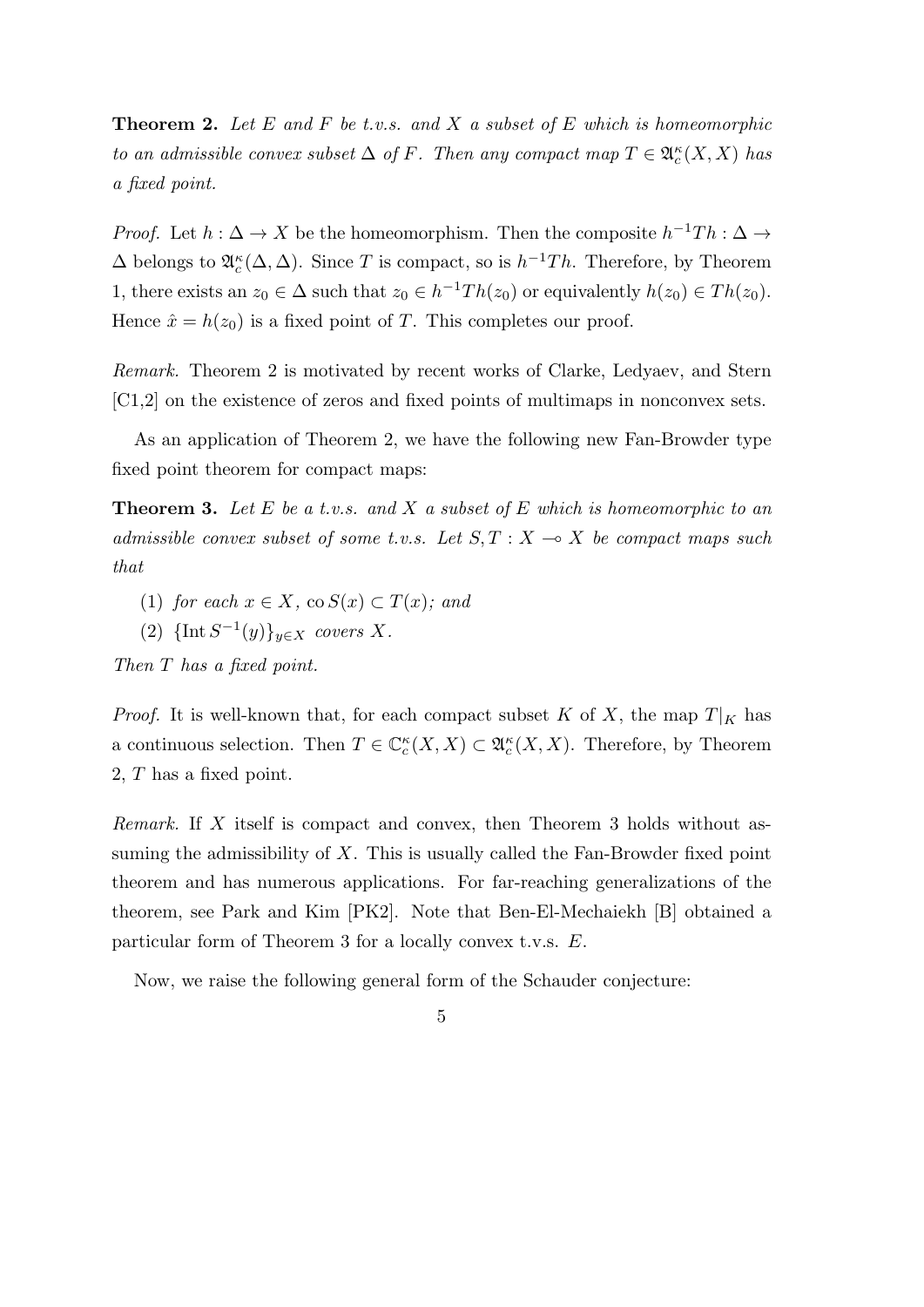**Theorem 2.** *Let $E$ and $F$ be t.v.s. and $X$ a subset of $E$ which is homeomorphic to an admissible convex subset $\Delta$ of $F$. Then any compact map $T \in \mathfrak{A}_c^\kappa(X, X)$ has a fixed point.*

*Proof.* Let $h : \Delta \to X$ be the homeomorphism. Then the composite $h^{-1}Th : \Delta \to \Delta$ belongs to $\mathfrak{A}_c^\kappa(\Delta, \Delta)$. Since $T$ is compact, so is $h^{-1}Th$. Therefore, by Theorem 1, there exists an $z_0 \in \Delta$ such that $z_0 \in h^{-1}Th(z_0)$ or equivalently $h(z_0) \in Th(z_0)$. Hence $\hat{x} = h(z_0)$ is a fixed point of $T$. This completes our proof.

*Remark.* Theorem 2 is motivated by recent works of Clarke, Ledyaev, and Stern [C1,2] on the existence of zeros and fixed points of multimaps in nonconvex sets.

As an application of Theorem 2, we have the following new Fan-Browder type fixed point theorem for compact maps:

**Theorem 3.** *Let $E$ be a t.v.s. and $X$ a subset of $E$ which is homeomorphic to an admissible convex subset of some t.v.s. Let $S, T : X \multimap X$ be compact maps such that*

(1) *for each $x \in X$, $\operatorname{co} S(x) \subset T(x)$; and*

(2) *$\{\operatorname{Int} S^{-1}(y)\}_{y \in X}$ covers $X$.*

*Then $T$ has a fixed point.*

*Proof.* It is well-known that, for each compact subset $K$ of $X$, the map $T|_K$ has a continuous selection. Then $T \in \mathbb{C}_c^\kappa(X, X) \subset \mathfrak{A}_c^\kappa(X, X)$. Therefore, by Theorem 2, $T$ has a fixed point.

*Remark.* If $X$ itself is compact and convex, then Theorem 3 holds without assuming the admissibility of $X$. This is usually called the Fan-Browder fixed point theorem and has numerous applications. For far-reaching generalizations of the theorem, see Park and Kim [PK2]. Note that Ben-El-Mechaiekh [B] obtained a particular form of Theorem 3 for a locally convex t.v.s. $E$.

Now, we raise the following general form of the Schauder conjecture: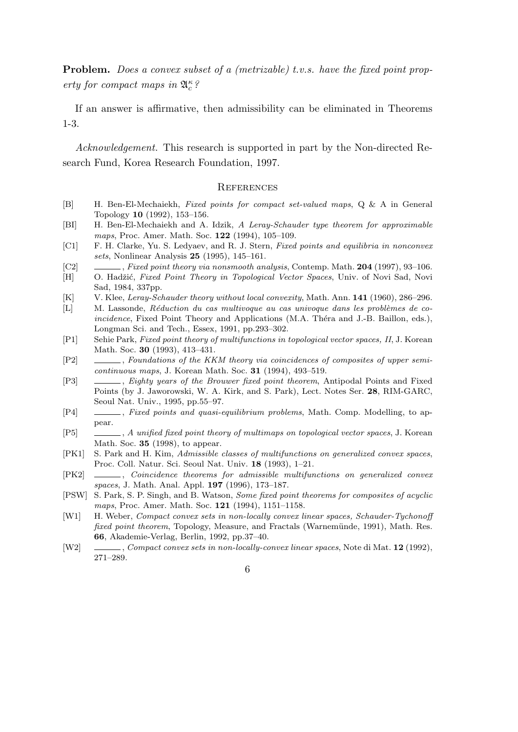**Problem.** *Does a convex subset of a (metrizable) t.v.s. have the fixed point property for compact maps in $\mathfrak{A}_c^\kappa$?*

If an answer is affirmative, then admissibility can be eliminated in Theorems 1-3.

*Acknowledgement.* This research is supported in part by the Non-directed Research Fund, Korea Research Foundation, 1997.

## References

[B] H. Ben-El-Mechaiekh, *Fixed points for compact set-valued maps*, Q & A in General Topology **10** (1992), 153–156.

[BI] H. Ben-El-Mechaiekh and A. Idzik, *A Leray-Schauder type theorem for approximable maps*, Proc. Amer. Math. Soc. **122** (1994), 105–109.

[C1] F. H. Clarke, Yu. S. Ledyaev, and R. J. Stern, *Fixed points and equilibria in nonconvex sets*, Nonlinear Analysis **25** (1995), 145–161.

[C2] ______, *Fixed point theory via nonsmooth analysis*, Contemp. Math. **204** (1997), 93–106.

[H] O. Hadžić, *Fixed Point Theory in Topological Vector Spaces*, Univ. of Novi Sad, Novi Sad, 1984, 337pp.

[K] V. Klee, *Leray-Schauder theory without local convexity*, Math. Ann. **141** (1960), 286–296.

[L] M. Lassonde, *Réduction du cas multivoque au cas univoque dans les problèmes de coincidence*, Fixed Point Theory and Applications (M.A. Théra and J.-B. Baillon, eds.), Longman Sci. and Tech., Essex, 1991, pp.293–302.

[P1] Sehie Park, *Fixed point theory of multifunctions in topological vector spaces, II*, J. Korean Math. Soc. **30** (1993), 413–431.

[P2] ______, *Foundations of the KKM theory via coincidences of composites of upper semicontinuous maps*, J. Korean Math. Soc. **31** (1994), 493–519.

[P3] ______, *Eighty years of the Brouwer fixed point theorem*, Antipodal Points and Fixed Points (by J. Jaworowski, W. A. Kirk, and S. Park), Lect. Notes Ser. **28**, RIM-GARC, Seoul Nat. Univ., 1995, pp.55–97.

[P4] ______, *Fixed points and quasi-equilibrium problems*, Math. Comp. Modelling, to appear.

[P5] ______, *A unified fixed point theory of multimaps on topological vector spaces*, J. Korean Math. Soc. **35** (1998), to appear.

[PK1] S. Park and H. Kim, *Admissible classes of multifunctions on generalized convex spaces*, Proc. Coll. Natur. Sci. Seoul Nat. Univ. **18** (1993), 1–21.

[PK2] ______, *Coincidence theorems for admissible multifunctions on generalized convex spaces*, J. Math. Anal. Appl. **197** (1996), 173–187.

[PSW] S. Park, S. P. Singh, and B. Watson, *Some fixed point theorems for composites of acyclic maps*, Proc. Amer. Math. Soc. **121** (1994), 1151–1158.

[W1] H. Weber, *Compact convex sets in non-locally convex linear spaces, Schauder-Tychonoff fixed point theorem*, Topology, Measure, and Fractals (Warnemünde, 1991), Math. Res. **66**, Akademie-Verlag, Berlin, 1992, pp.37–40.

[W2] ______, *Compact convex sets in non-locally-convex linear spaces*, Note di Mat. **12** (1992), 271–289.